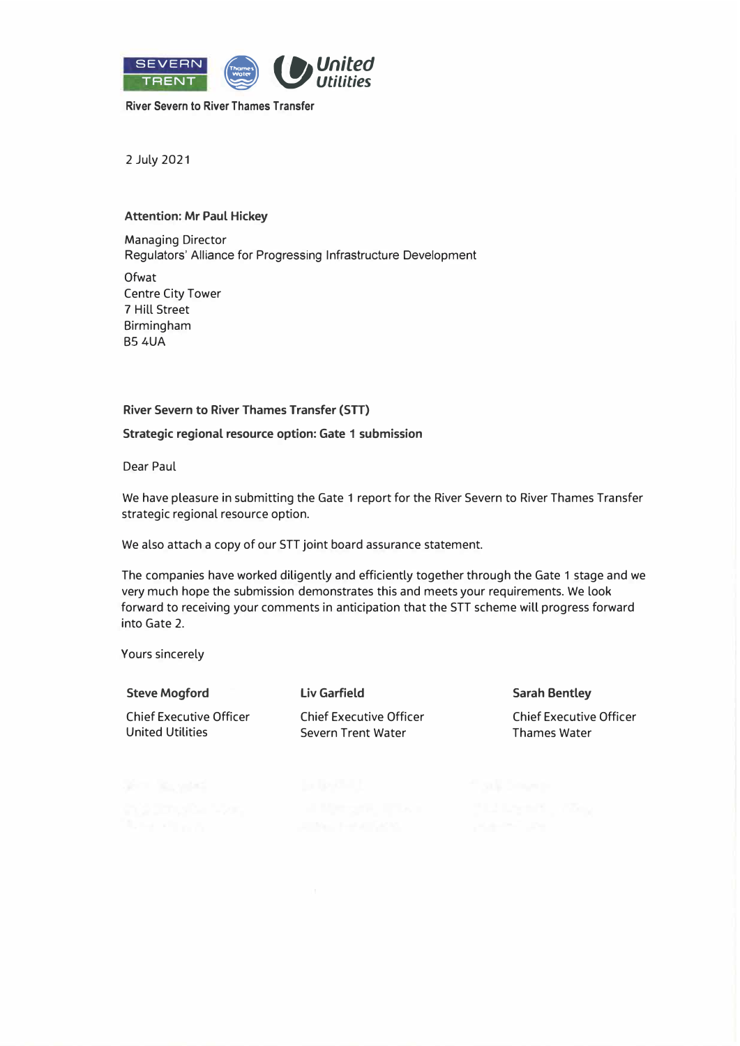River Severn to River Thames Transfer

2 July 2021

**Attention: Mr Paul Hickey**

Managing Director
Regulators' Alliance for Progressing Infrastructure Development

Ofwat
Centre City Tower
7 Hill Street
Birmingham
B5 4UA

**River Severn to River Thames Transfer (STT)**

**Strategic regional resource option: Gate 1 submission**

Dear Paul

We have pleasure in submitting the Gate 1 report for the River Severn to River Thames Transfer strategic regional resource option.

We also attach a copy of our STT joint board assurance statement.

The companies have worked diligently and efficiently together through the Gate 1 stage and we very much hope the submission demonstrates this and meets your requirements. We look forward to receiving your comments in anticipation that the STT scheme will progress forward into Gate 2.

Yours sincerely

| **Steve Mogford** | **Liv Garfield** | **Sarah Bentley** |
|---|---|---|
| Chief Executive Officer<br>United Utilities | Chief Executive Officer<br>Severn Trent Water | Chief Executive Officer<br>Thames Water |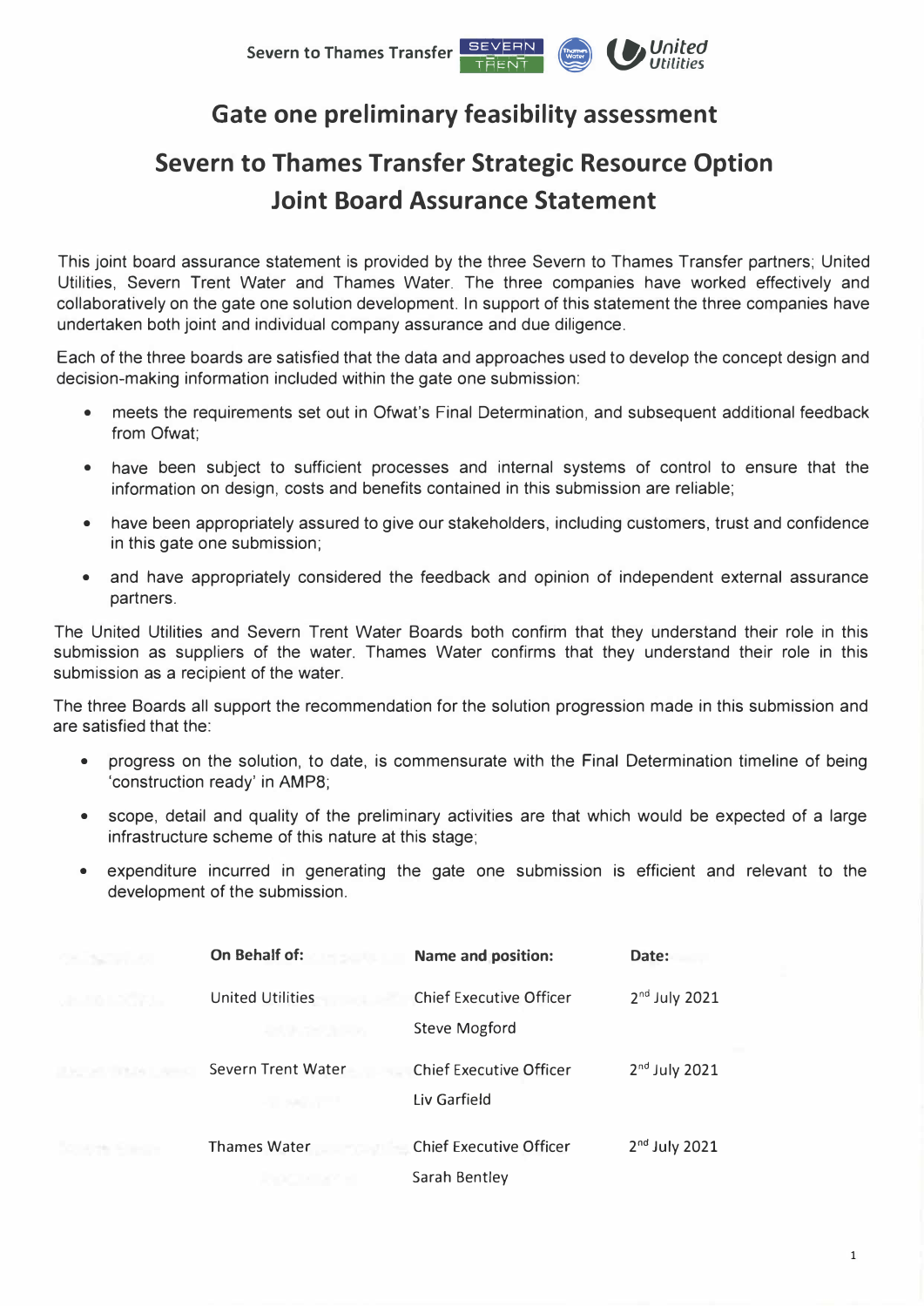Severn to Thames Transfer

# Gate one preliminary feasibility assessment

## Severn to Thames Transfer Strategic Resource Option Joint Board Assurance Statement

This joint board assurance statement is provided by the three Severn to Thames Transfer partners; United Utilities, Severn Trent Water and Thames Water. The three companies have worked effectively and collaboratively on the gate one solution development. In support of this statement the three companies have undertaken both joint and individual company assurance and due diligence.

Each of the three boards are satisfied that the data and approaches used to develop the concept design and decision-making information included within the gate one submission:

- meets the requirements set out in Ofwat's Final Determination, and subsequent additional feedback from Ofwat;
- have been subject to sufficient processes and internal systems of control to ensure that the information on design, costs and benefits contained in this submission are reliable;
- have been appropriately assured to give our stakeholders, including customers, trust and confidence in this gate one submission;
- and have appropriately considered the feedback and opinion of independent external assurance partners.

The United Utilities and Severn Trent Water Boards both confirm that they understand their role in this submission as suppliers of the water. Thames Water confirms that they understand their role in this submission as a recipient of the water.

The three Boards all support the recommendation for the solution progression made in this submission and are satisfied that the:

- progress on the solution, to date, is commensurate with the Final Determination timeline of being 'construction ready' in AMP8;
- scope, detail and quality of the preliminary activities are that which would be expected of a large infrastructure scheme of this nature at this stage;
- expenditure incurred in generating the gate one submission is efficient and relevant to the development of the submission.

| On Behalf of: | Name and position: | Date: |
|---|---|---|
| United Utilities | Chief Executive Officer<br>Steve Mogford | 2nd July 2021 |
| Severn Trent Water | Chief Executive Officer<br>Liv Garfield | 2nd July 2021 |
| Thames Water | Chief Executive Officer<br>Sarah Bentley | 2nd July 2021 |